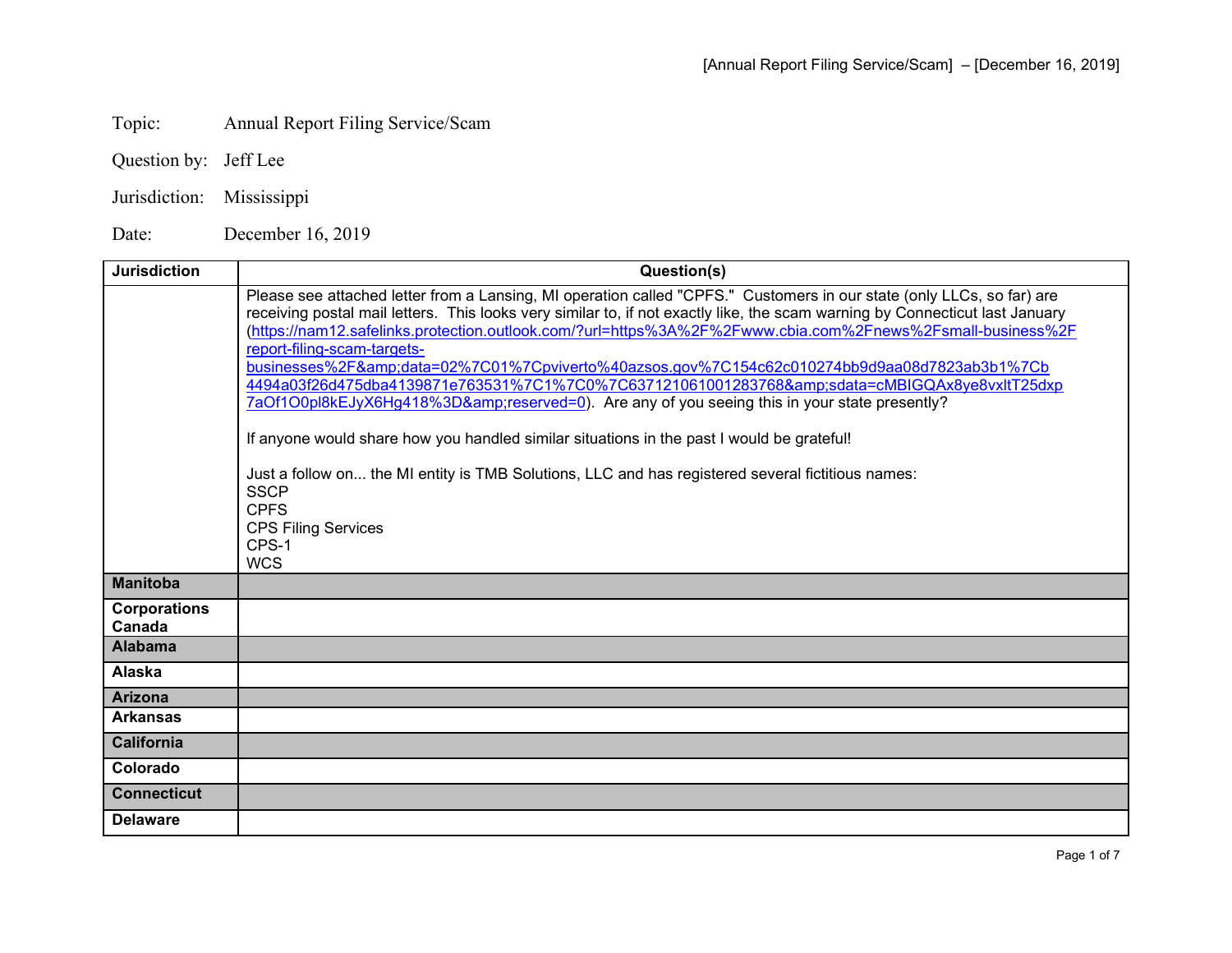Topic: Annual Report Filing Service/Scam

Question by: Jeff Lee

Jurisdiction: Mississippi

Date: December 16, 2019

| Jurisdiction | Question(s) |
| --- | --- |
| | Please see attached letter from a Lansing, MI operation called "CPFS." Customers in our state (only LLCs, so far) are receiving postal mail letters. This looks very similar to, if not exactly like, the scam warning by Connecticut last January ([https://nam12.safelinks.protection.outlook.com/?url=https%3A%2F%2Fwww.cbia.com%2Fnews%2Fsmall-business%2Freport-filing-scam-targets-businesses%2F&amp;data=02%7C01%7Cpviverto%40azsos.gov%7C154c62c010274bb9d9aa08d7823ab3b1%7Cb4494a03f26d475dba4139871e763531%7C1%7C0%7C637121061001283768&amp;sdata=cMBIGQAx8ye8vxltT25dxp7aOf1O0pl8kEJyX6Hg418%3D&amp;reserved=0](https://nam12.safelinks.protection.outlook.com/?url=https%3A%2F%2Fwww.cbia.com%2Fnews%2Fsmall-business%2Freport-filing-scam-targets-businesses%2F&amp;data=02%7C01%7Cpviverto%40azsos.gov%7C154c62c010274bb9d9aa08d7823ab3b1%7Cb4494a03f26d475dba4139871e763531%7C1%7C0%7C637121061001283768&amp;sdata=cMBIGQAx8ye8vxltT25dxp7aOf1O0pl8kEJyX6Hg418%3D&amp;reserved=0)). Are any of you seeing this in your state presently?<br><br>If anyone would share how you handled similar situations in the past I would be grateful!<br><br>Just a follow on... the MI entity is TMB Solutions, LLC and has registered several fictitious names:<br>SSCP<br>CPFS<br>CPS Filing Services<br>CPS-1<br>WCS |
| **Manitoba** | |
| **Corporations Canada** | |
| **Alabama** | |
| **Alaska** | |
| **Arizona** | |
| **Arkansas** | |
| **California** | |
| **Colorado** | |
| **Connecticut** | |
| **Delaware** | |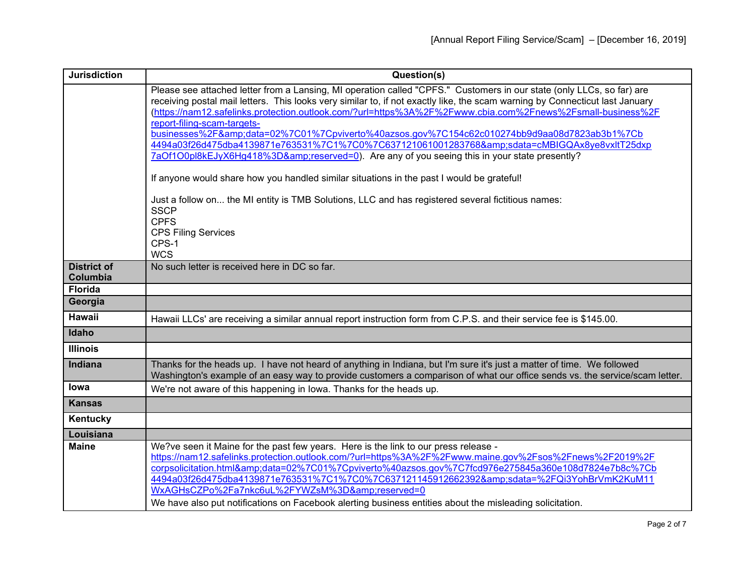| Jurisdiction | Question(s) |
|---|---|
| | Please see attached letter from a Lansing, MI operation called "CPFS." Customers in our state (only LLCs, so far) are receiving postal mail letters. This looks very similar to, if not exactly like, the scam warning by Connecticut last January (https://nam12.safelinks.protection.outlook.com/?url=https%3A%2F%2Fwww.cbia.com%2Fnews%2Fsmall-business%2Freport-filing-scam-targets-businesses%2F&amp;data=02%7C01%7Cpviverto%40azsos.gov%7C154c62c010274bb9d9aa08d7823ab3b1%7Cb4494a03f26d475dba4139871e763531%7C1%7C0%7C637121061001283768&amp;sdata=cMBIGQAx8ye8vxltT25dxp7aOf1O0pl8kEJyX6Hg418%3D&amp;reserved=0). Are any of you seeing this in your state presently?<br><br>If anyone would share how you handled similar situations in the past I would be grateful!<br><br>Just a follow on... the MI entity is TMB Solutions, LLC and has registered several fictitious names:<br>SSCP<br>CPFS<br>CPS Filing Services<br>CPS-1<br>WCS |
| **District of Columbia** | No such letter is received here in DC so far. |
| **Florida** | |
| **Georgia** | |
| **Hawaii** | Hawaii LLCs' are receiving a similar annual report instruction form from C.P.S. and their service fee is $145.00. |
| **Idaho** | |
| **Illinois** | |
| **Indiana** | Thanks for the heads up. I have not heard of anything in Indiana, but I'm sure it's just a matter of time. We followed Washington's example of an easy way to provide customers a comparison of what our office sends vs. the service/scam letter. |
| **Iowa** | We're not aware of this happening in Iowa. Thanks for the heads up. |
| **Kansas** | |
| **Kentucky** | |
| **Louisiana** | |
| **Maine** | We?ve seen it Maine for the past few years. Here is the link to our press release - https://nam12.safelinks.protection.outlook.com/?url=https%3A%2F%2Fwww.maine.gov%2Fsos%2Fnews%2F2019%2Fcorpsolicitation.html&amp;data=02%7C01%7Cpviverto%40azsos.gov%7C7fcd976e275845a360e108d7824e7b8c%7Cb4494a03f26d475dba4139871e763531%7C1%7C0%7C637121145912662392&amp;sdata=%2FQi3YohBrVmK2KuM11WxAGHsCZPo%2Fa7nkc6uL%2FYWZsM%3D&amp;reserved=0<br>We have also put notifications on Facebook alerting business entities about the misleading solicitation. |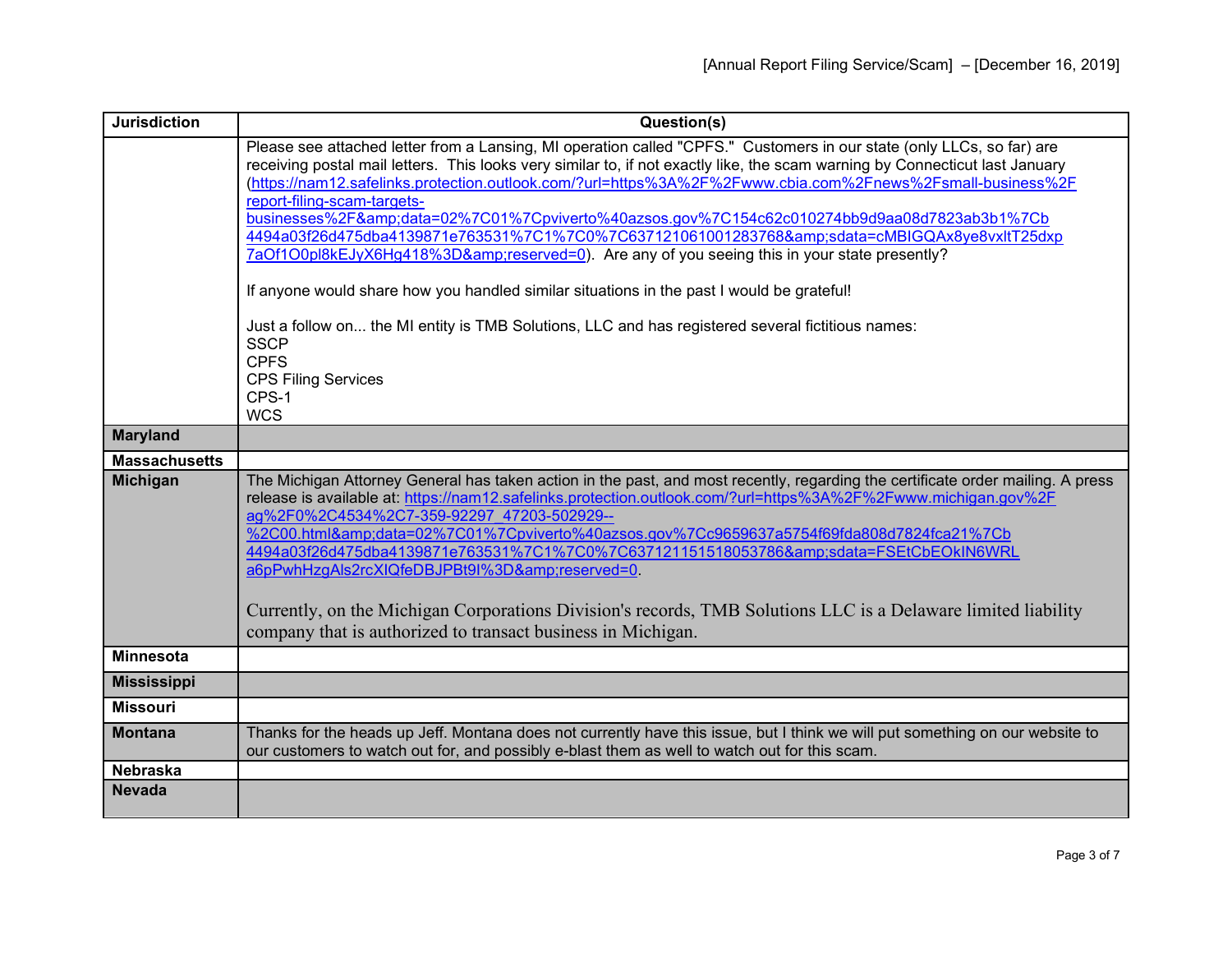| Jurisdiction | Question(s) |
|---|---|
| | Please see attached letter from a Lansing, MI operation called "CPFS." Customers in our state (only LLCs, so far) are receiving postal mail letters. This looks very similar to, if not exactly like, the scam warning by Connecticut last January (https://nam12.safelinks.protection.outlook.com/?url=https%3A%2F%2Fwww.cbia.com%2Fnews%2Fsmall-business%2Freport-filing-scam-targets-businesses%2F&amp;data=02%7C01%7Cpviverto%40azsos.gov%7C154c62c010274bb9d9aa08d7823ab3b1%7Cb4494a03f26d475dba4139871e763531%7C1%7C0%7C637121061001283768&amp;sdata=cMBIGQAx8ye8vxltT25dxp7aOf1O0pl8kEJyX6Hg418%3D&amp;reserved=0). Are any of you seeing this in your state presently?<br><br>If anyone would share how you handled similar situations in the past I would be grateful!<br><br>Just a follow on... the MI entity is TMB Solutions, LLC and has registered several fictitious names:<br>SSCP<br>CPFS<br>CPS Filing Services<br>CPS-1<br>WCS |
| **Maryland** | |
| **Massachusetts** | |
| **Michigan** | The Michigan Attorney General has taken action in the past, and most recently, regarding the certificate order mailing. A press release is available at: https://nam12.safelinks.protection.outlook.com/?url=https%3A%2F%2Fwww.michigan.gov%2Fag%2F0%2C4534%2C7-359-92297_47203-502929--%2C00.html&amp;data=02%7C01%7Cpviverto%40azsos.gov%7Cc9659637a5754f69fda808d7824fca21%7Cb4494a03f26d475dba4139871e763531%7C1%7C0%7C637121151518053786&amp;sdata=FSEtCbEOkIN6WRLa6pPwHzgAls2rcXIQfeDBJPBt9I%3D&amp;reserved=0.<br><br>Currently, on the Michigan Corporations Division's records, TMB Solutions LLC is a Delaware limited liability company that is authorized to transact business in Michigan. |
| **Minnesota** | |
| **Mississippi** | |
| **Missouri** | |
| **Montana** | Thanks for the heads up Jeff. Montana does not currently have this issue, but I think we will put something on our website to our customers to watch out for, and possibly e-blast them as well to watch out for this scam. |
| **Nebraska** | |
| **Nevada** | |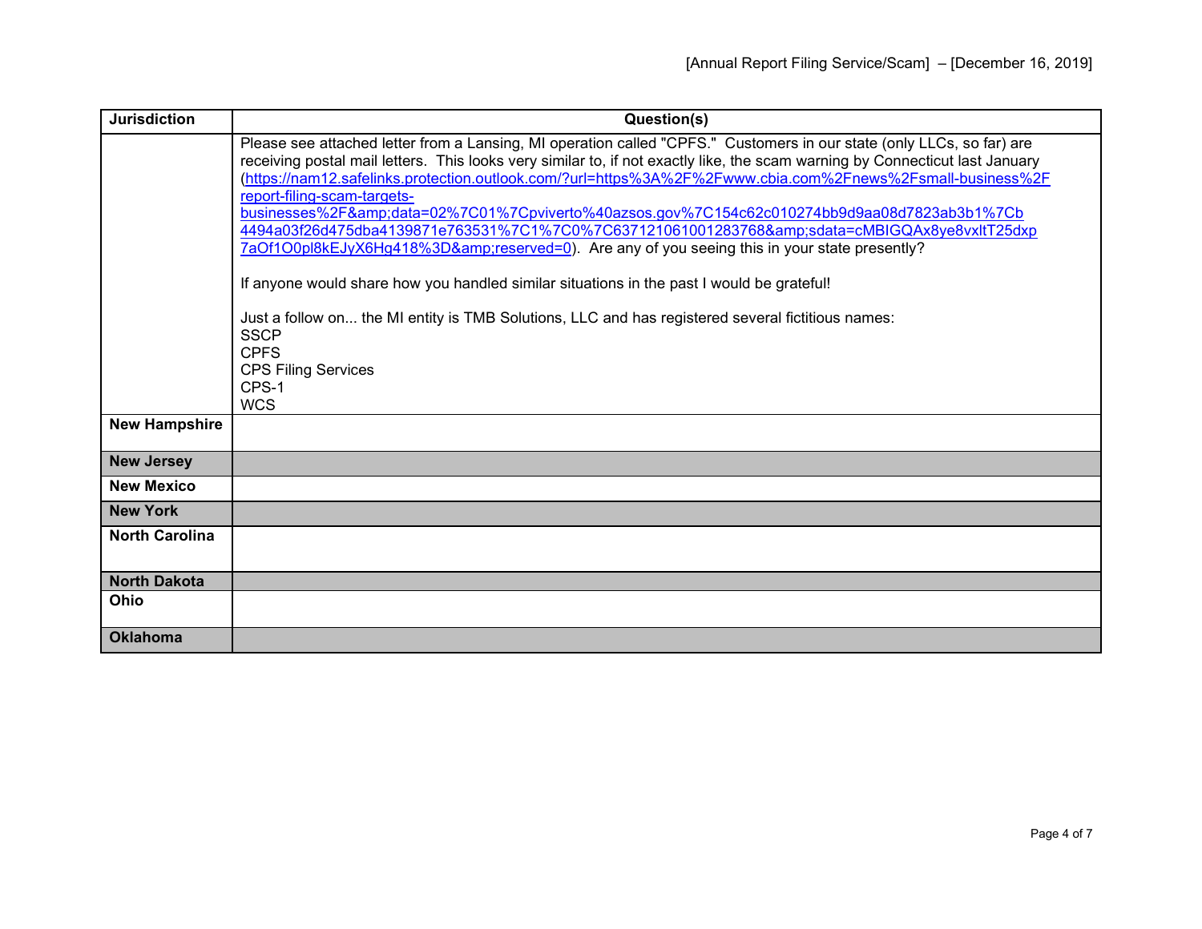| Jurisdiction | Question(s) |
|---|---|
| | Please see attached letter from a Lansing, MI operation called "CPFS." Customers in our state (only LLCs, so far) are receiving postal mail letters. This looks very similar to, if not exactly like, the scam warning by Connecticut last January (https://nam12.safelinks.protection.outlook.com/?url=https%3A%2F%2Fwww.cbia.com%2Fnews%2Fsmall-business%2Freport-filing-scam-targets-businesses%2F&amp;data=02%7C01%7Cpviverto%40azsos.gov%7C154c62c010274bb9d9aa08d7823ab3b1%7Cb4494a03f26d475dba4139871e763531%7C1%7C0%7C637121061001283768&amp;sdata=cMBIGQAx8ye8vxltT25dxp7aOf1O0pl8kEJyX6Hg418%3D&amp;reserved=0). Are any of you seeing this in your state presently?<br><br>If anyone would share how you handled similar situations in the past I would be grateful!<br><br>Just a follow on... the MI entity is TMB Solutions, LLC and has registered several fictitious names:<br>SSCP<br>CPFS<br>CPS Filing Services<br>CPS-1<br>WCS |
| **New Hampshire** | |
| **New Jersey** | |
| **New Mexico** | |
| **New York** | |
| **North Carolina** | |
| **North Dakota** | |
| **Ohio** | |
| **Oklahoma** | |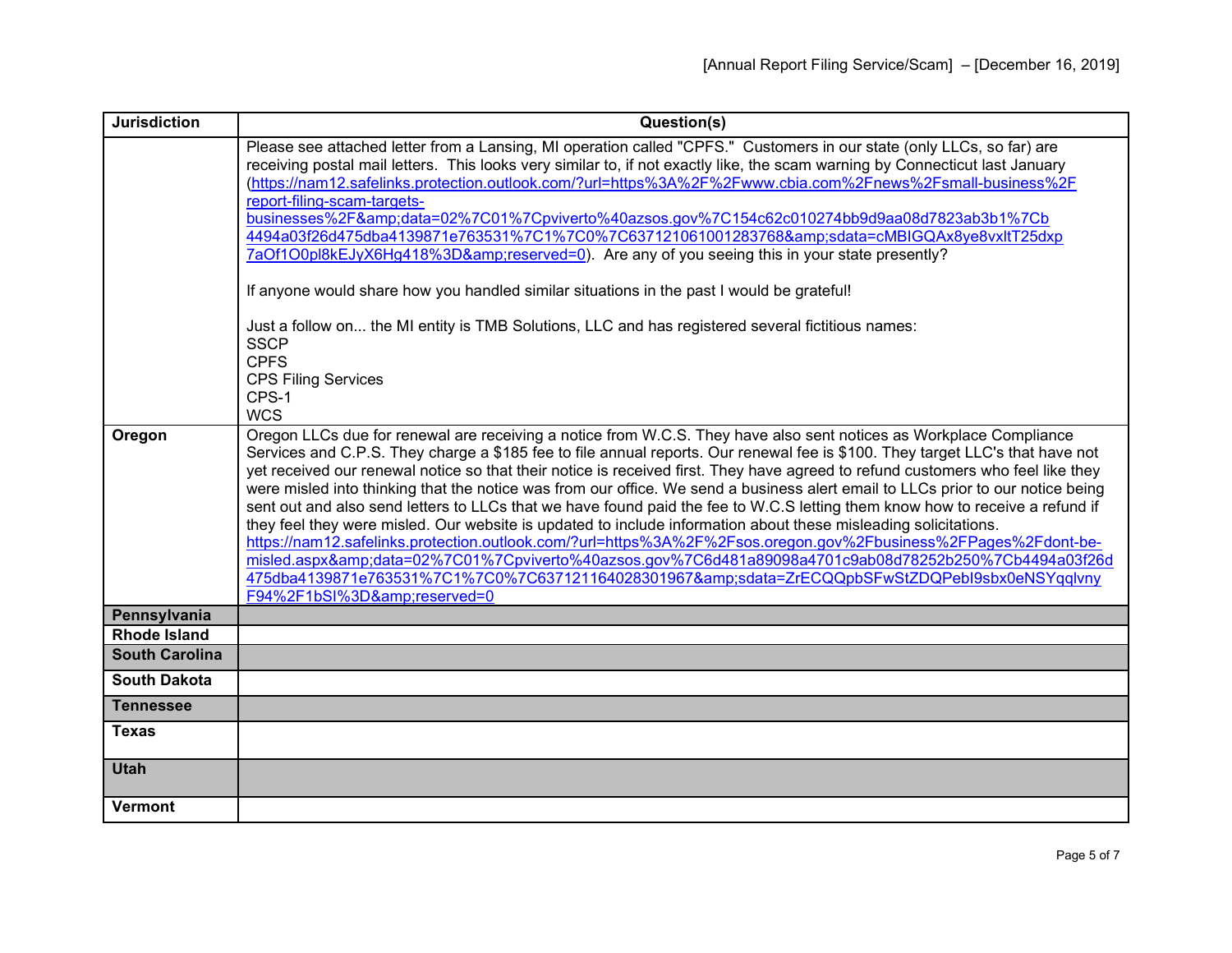| Jurisdiction | Question(s) |
|---|---|
| | Please see attached letter from a Lansing, MI operation called "CPFS." Customers in our state (only LLCs, so far) are receiving postal mail letters. This looks very similar to, if not exactly like, the scam warning by Connecticut last January (https://nam12.safelinks.protection.outlook.com/?url=https%3A%2F%2Fwww.cbia.com%2Fnews%2Fsmall-business%2Freport-filing-scam-targets-businesses%2F&amp;data=02%7C01%7Cpviverto%40azsos.gov%7C154c62c010274bb9d9aa08d7823ab3b1%7Cb4494a03f26d475dba4139871e763531%7C1%7C0%7C637121061001283768&amp;sdata=cMBIGQAx8ye8vxltT25dxp7aOf1O0pl8kEJyX6Hg418%3D&amp;reserved=0). Are any of you seeing this in your state presently?<br><br>If anyone would share how you handled similar situations in the past I would be grateful!<br><br>Just a follow on... the MI entity is TMB Solutions, LLC and has registered several fictitious names:<br>SSCP<br>CPFS<br>CPS Filing Services<br>CPS-1<br>WCS |
| **Oregon** | Oregon LLCs due for renewal are receiving a notice from W.C.S. They have also sent notices as Workplace Compliance Services and C.P.S. They charge a $185 fee to file annual reports. Our renewal fee is $100. They target LLC's that have not yet received our renewal notice so that their notice is received first. They have agreed to refund customers who feel like they were misled into thinking that the notice was from our office. We send a business alert email to LLCs prior to our notice being sent out and also send letters to LLCs that we have found paid the fee to W.C.S letting them know how to receive a refund if they feel they were misled. Our website is updated to include information about these misleading solicitations.<br>https://nam12.safelinks.protection.outlook.com/?url=https%3A%2F%2Fsos.oregon.gov%2Fbusiness%2FPages%2Fdont-be-misled.aspx&amp;data=02%7C01%7Cpviverto%40azsos.gov%7C6d481a89098a4701c9ab08d78252b250%7Cb4494a03f26d475dba4139871e763531%7C1%7C0%7C637121164028301967&amp;sdata=ZrECQQpbSFwStZDQPebI9sbx0eNSYqqlvnyF94%2F1bSI%3D&amp;reserved=0 |
| **Pennsylvania** | |
| **Rhode Island** | |
| **South Carolina** | |
| **South Dakota** | |
| **Tennessee** | |
| **Texas** | |
| **Utah** | |
| **Vermont** | |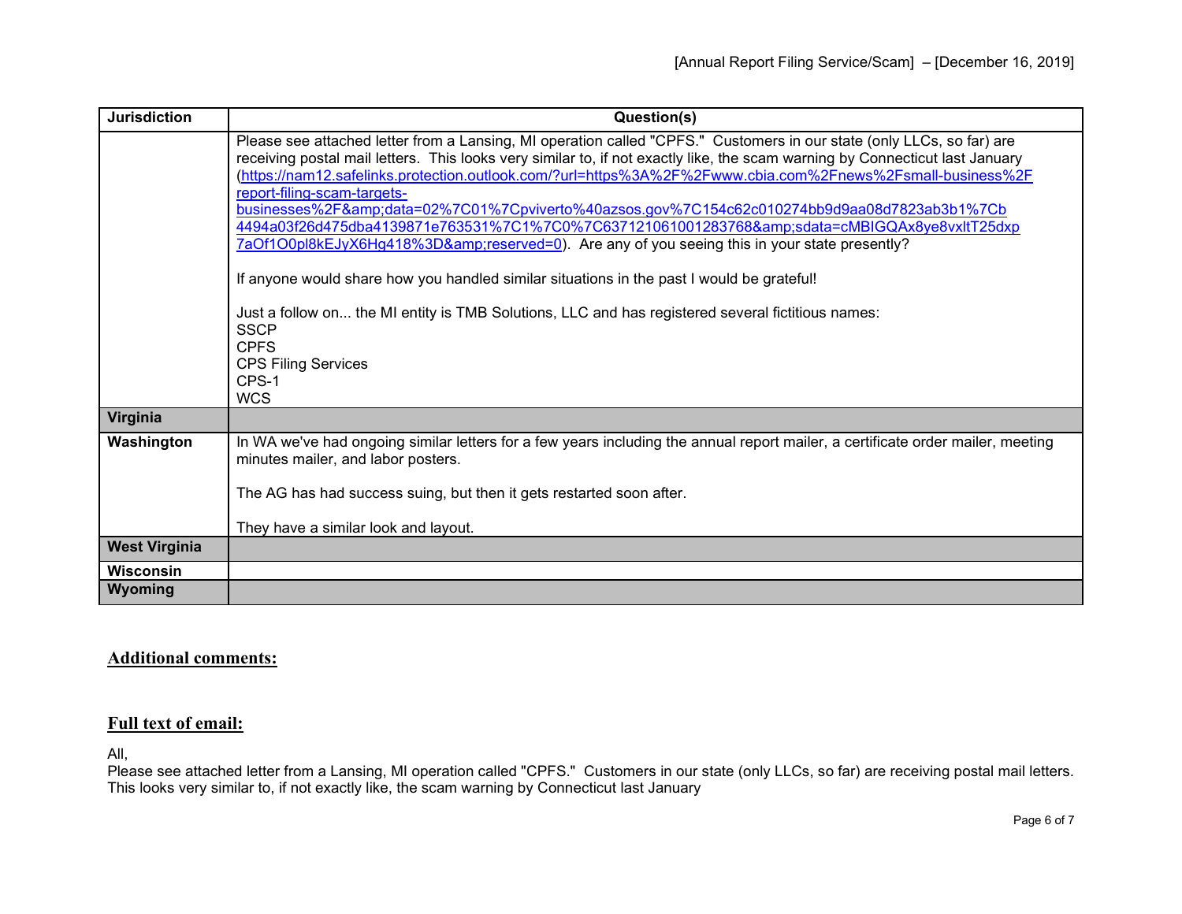| Jurisdiction | Question(s) |
|---|---|
| | Please see attached letter from a Lansing, MI operation called "CPFS." Customers in our state (only LLCs, so far) are receiving postal mail letters. This looks very similar to, if not exactly like, the scam warning by Connecticut last January (https://nam12.safelinks.protection.outlook.com/?url=https%3A%2F%2Fwww.cbia.com%2Fnews%2Fsmall-business%2Freport-filing-scam-targets-businesses%2F&amp;data=02%7C01%7Cpviverto%40azsos.gov%7C154c62c010274bb9d9aa08d7823ab3b1%7Cb4494a03f26d475dba4139871e763531%7C1%7C0%7C637121061001283768&amp;sdata=cMBIGQAx8ye8vxltT25dxp7aOf1O0pl8kEJyX6Hg418%3D&amp;reserved=0). Are any of you seeing this in your state presently?<br><br>If anyone would share how you handled similar situations in the past I would be grateful!<br><br>Just a follow on... the MI entity is TMB Solutions, LLC and has registered several fictitious names:<br>SSCP<br>CPFS<br>CPS Filing Services<br>CPS-1<br>WCS |
| **Virginia** | |
| **Washington** | In WA we've had ongoing similar letters for a few years including the annual report mailer, a certificate order mailer, meeting minutes mailer, and labor posters.<br><br>The AG has had success suing, but then it gets restarted soon after.<br><br>They have a similar look and layout. |
| **West Virginia** | |
| **Wisconsin** | |
| **Wyoming** | |

## Additional comments:

## Full text of email:

All,

Please see attached letter from a Lansing, MI operation called "CPFS." Customers in our state (only LLCs, so far) are receiving postal mail letters. This looks very similar to, if not exactly like, the scam warning by Connecticut last January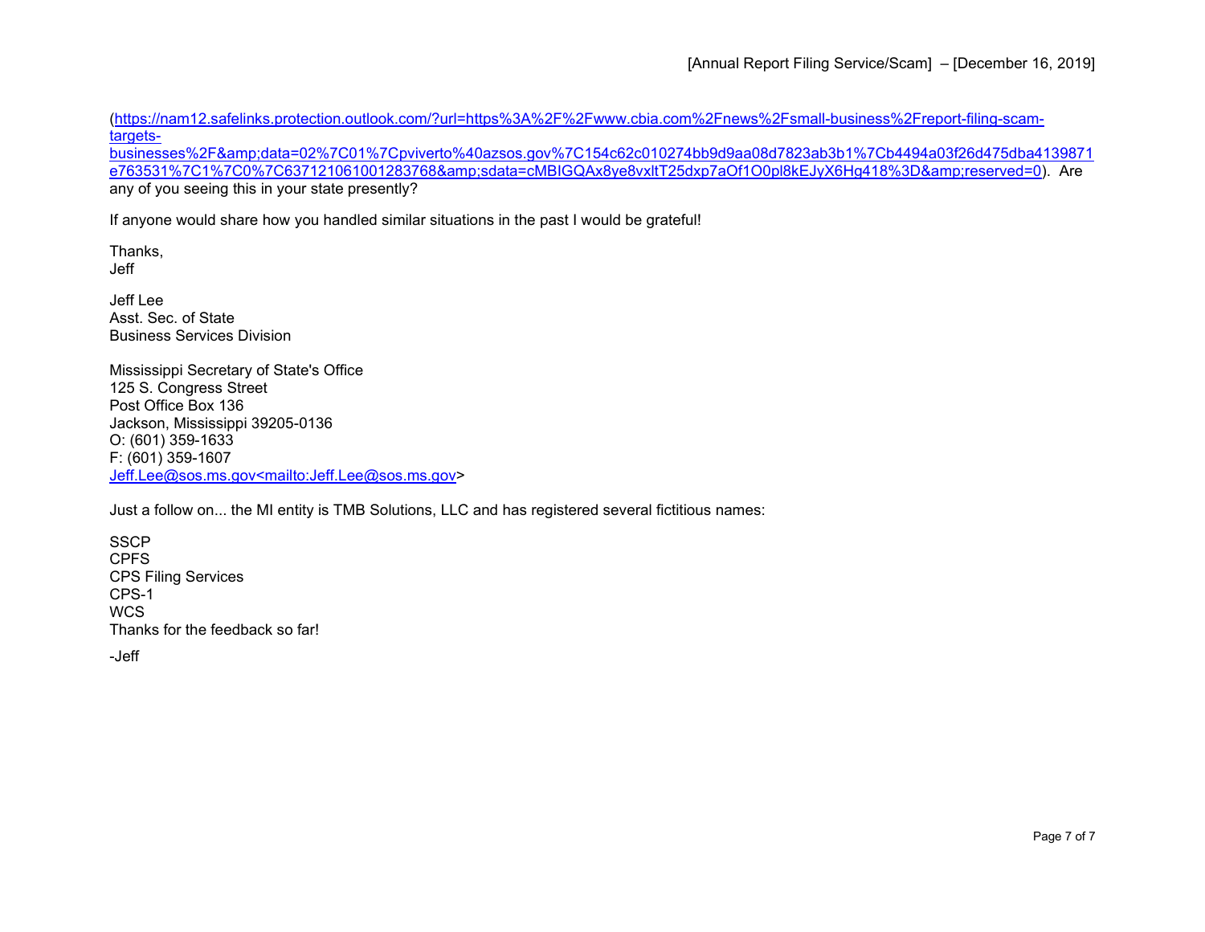(https://nam12.safelinks.protection.outlook.com/?url=https%3A%2F%2Fwww.cbia.com%2Fnews%2Fsmall-business%2Freport-filing-scam-targets-businesses%2F&amp;data=02%7C01%7Cpviverto%40azsos.gov%7C154c62c010274bb9d9aa08d7823ab3b1%7Cb4494a03f26d475dba4139871e763531%7C1%7C0%7C637121061001283768&amp;sdata=cMBIGQAx8ye8vxltT25dxp7aOf1O0pl8kEJyX6Hg418%3D&amp;reserved=0). Are any of you seeing this in your state presently?

If anyone would share how you handled similar situations in the past I would be grateful!

Thanks,
Jeff

Jeff Lee
Asst. Sec. of State
Business Services Division

Mississippi Secretary of State's Office
125 S. Congress Street
Post Office Box 136
Jackson, Mississippi 39205-0136
O: (601) 359-1633
F: (601) 359-1607
Jeff.Lee@sos.ms.gov<mailto:Jeff.Lee@sos.ms.gov>

Just a follow on... the MI entity is TMB Solutions, LLC and has registered several fictitious names:

SSCP
CPFS
CPS Filing Services
CPS-1
WCS
Thanks for the feedback so far!

-Jeff